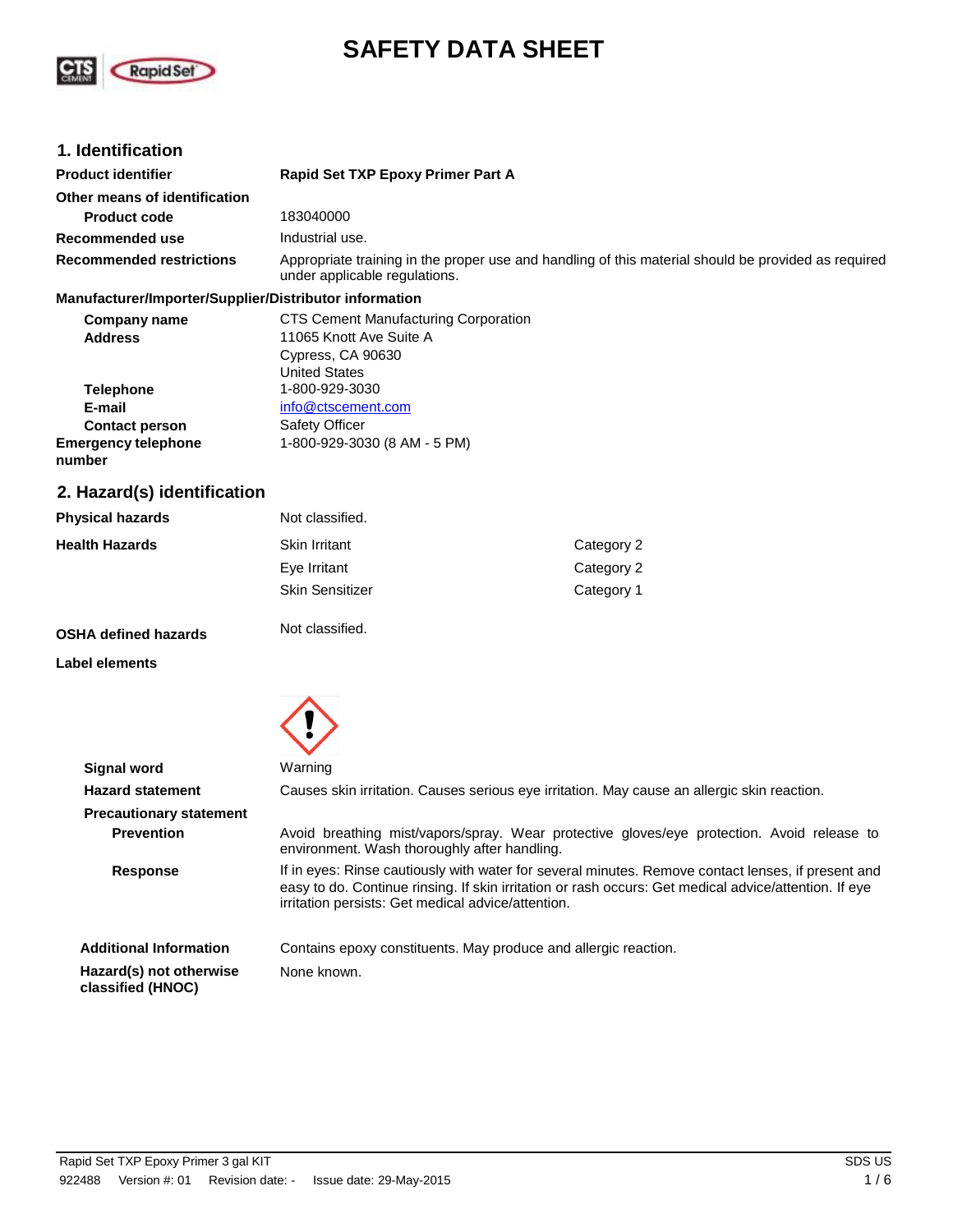# SAFETY DATA SHEET

## 1. Identification

| | |
|---|---|
| **Product identifier** | **Rapid Set TXP Epoxy Primer Part A** |
| **Other means of identification** | |
| **Product code** | 183040000 |
| **Recommended use** | Industrial use. |
| **Recommended restrictions** | Appropriate training in the proper use and handling of this material should be provided as required under applicable regulations. |

**Manufacturer/Importer/Supplier/Distributor information**

| | |
|---|---|
| **Company name** | CTS Cement Manufacturing Corporation |
| **Address** | 11065 Knott Ave Suite A<br>Cypress, CA 90630<br>United States |
| **Telephone** | 1-800-929-3030 |
| **E-mail** | info@ctscement.com |
| **Contact person** | Safety Officer |
| **Emergency telephone number** | 1-800-929-3030 (8 AM - 5 PM) |

## 2. Hazard(s) identification

| | | |
|---|---|---|
| **Physical hazards** | Not classified. | |
| **Health Hazards** | Skin Irritant | Category 2 |
| | Eye Irritant | Category 2 |
| | Skin Sensitizer | Category 1 |
| **OSHA defined hazards** | Not classified. | |

**Label elements**

| | |
|---|---|
| **Signal word** | Warning |
| **Hazard statement** | Causes skin irritation. Causes serious eye irritation. May cause an allergic skin reaction. |
| **Precautionary statement** | |
| **Prevention** | Avoid breathing mist/vapors/spray. Wear protective gloves/eye protection. Avoid release to environment. Wash thoroughly after handling. |
| **Response** | If in eyes: Rinse cautiously with water for several minutes. Remove contact lenses, if present and easy to do. Continue rinsing. If skin irritation or rash occurs: Get medical advice/attention. If eye irritation persists: Get medical advice/attention. |
| **Additional Information** | Contains epoxy constituents. May produce and allergic reaction. |
| **Hazard(s) not otherwise classified (HNOC)** | None known. |

Rapid Set TXP Epoxy Primer 3 gal KIT
922488 Version #: 01 Revision date: - Issue date: 29-May-2015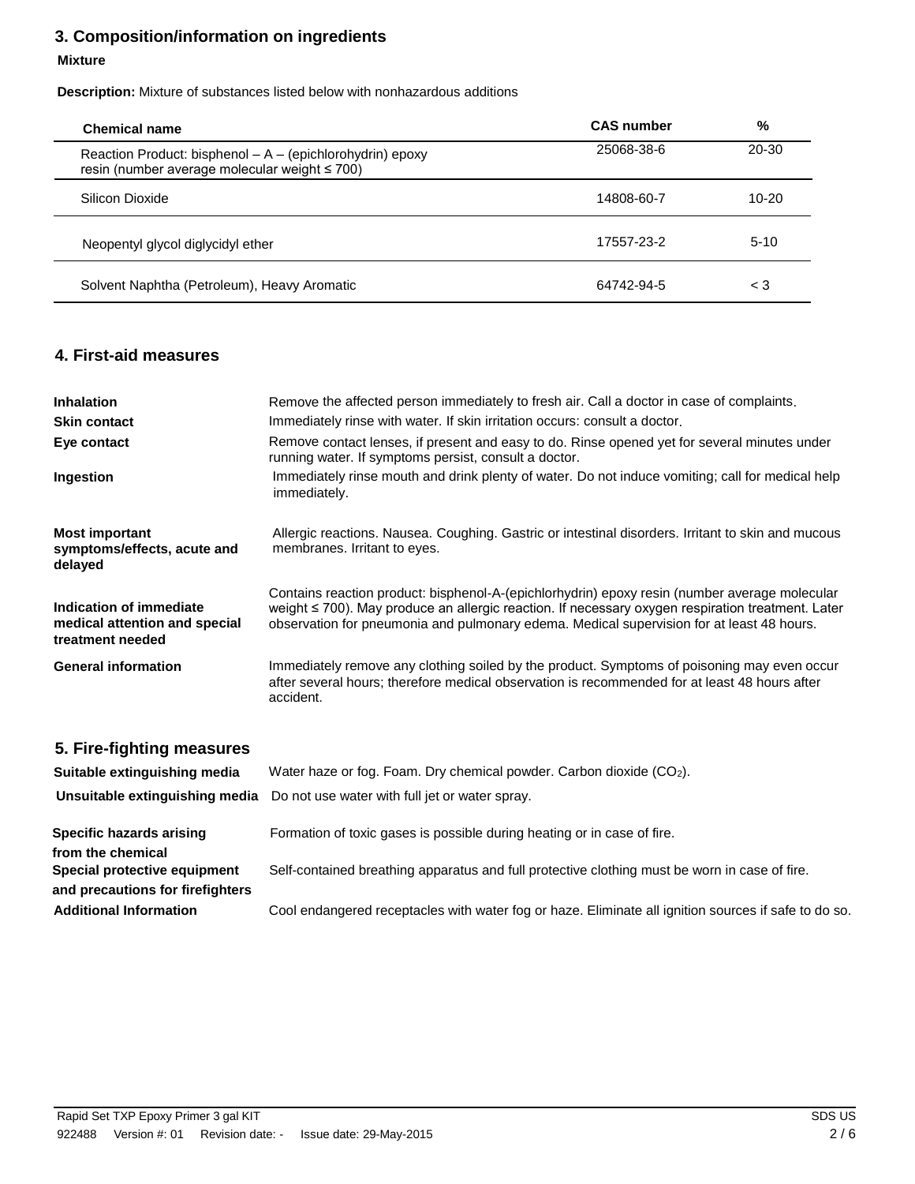## 3. Composition/information on ingredients

**Mixture**

**Description:** Mixture of substances listed below with nonhazardous additions

| Chemical name | CAS number | % |
|---|---|---|
| Reaction Product: bisphenol – A – (epichlorohydrin) epoxy resin (number average molecular weight ≤ 700) | 25068-38-6 | 20-30 |
| Silicon Dioxide | 14808-60-7 | 10-20 |
| Neopentyl glycol diglycidyl ether | 17557-23-2 | 5-10 |
| Solvent Naphtha (Petroleum), Heavy Aromatic | 64742-94-5 | < 3 |

## 4. First-aid measures

**Inhalation**
Remove the affected person immediately to fresh air. Call a doctor in case of complaints.

**Skin contact**
Immediately rinse with water. If skin irritation occurs: consult a doctor.

**Eye contact**
Remove contact lenses, if present and easy to do. Rinse opened yet for several minutes under running water. If symptoms persist, consult a doctor.

**Ingestion**
Immediately rinse mouth and drink plenty of water. Do not induce vomiting; call for medical help immediately.

**Most important symptoms/effects, acute and delayed**
Allergic reactions. Nausea. Coughing. Gastric or intestinal disorders. Irritant to skin and mucous membranes. Irritant to eyes.

**Indication of immediate medical attention and special treatment needed**
Contains reaction product: bisphenol-A-(epichlorhydrin) epoxy resin (number average molecular weight ≤ 700). May produce an allergic reaction. If necessary oxygen respiration treatment. Later observation for pneumonia and pulmonary edema. Medical supervision for at least 48 hours.

**General information**
Immediately remove any clothing soiled by the product. Symptoms of poisoning may even occur after several hours; therefore medical observation is recommended for at least 48 hours after accident.

## 5. Fire-fighting measures

**Suitable extinguishing media**
Water haze or fog. Foam. Dry chemical powder. Carbon dioxide ($CO_2$).

**Unsuitable extinguishing media**
Do not use water with full jet or water spray.

**Specific hazards arising from the chemical**
Formation of toxic gases is possible during heating or in case of fire.

**Special protective equipment and precautions for firefighters**
Self-contained breathing apparatus and full protective clothing must be worn in case of fire.

**Additional Information**
Cool endangered receptacles with water fog or haze. Eliminate all ignition sources if safe to do so.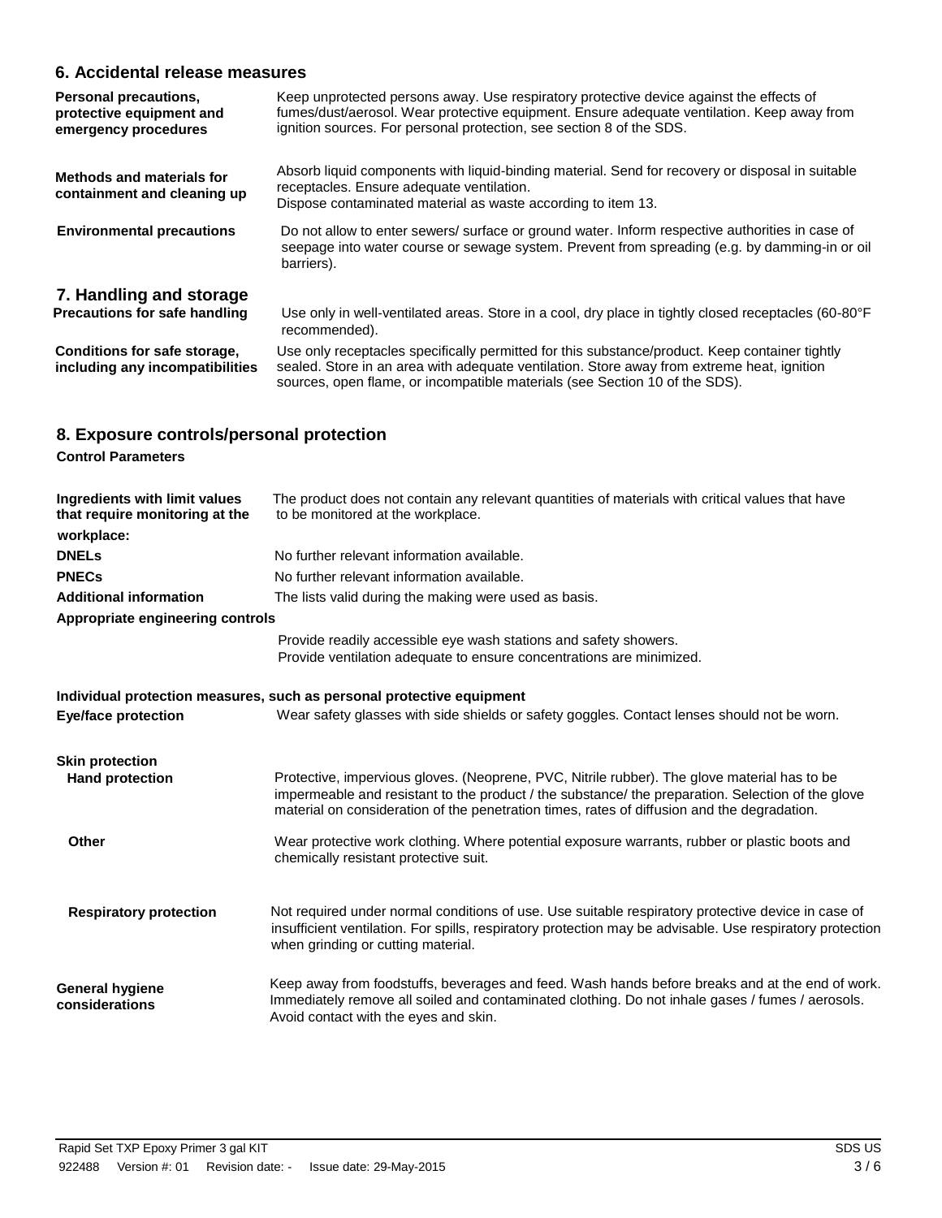## 6. Accidental release measures

| | |
|---|---|
| **Personal precautions, protective equipment and emergency procedures** | Keep unprotected persons away. Use respiratory protective device against the effects of fumes/dust/aerosol. Wear protective equipment. Ensure adequate ventilation. Keep away from ignition sources. For personal protection, see section 8 of the SDS. |
| **Methods and materials for containment and cleaning up** | Absorb liquid components with liquid-binding material. Send for recovery or disposal in suitable receptacles. Ensure adequate ventilation.<br>Dispose contaminated material as waste according to item 13. |
| **Environmental precautions** | Do not allow to enter sewers/ surface or ground water. Inform respective authorities in case of seepage into water course or sewage system. Prevent from spreading (e.g. by damming-in or oil barriers). |

## 7. Handling and storage

| | |
|---|---|
| **Precautions for safe handling** | Use only in well-ventilated areas. Store in a cool, dry place in tightly closed receptacles (60-80°F recommended). |
| **Conditions for safe storage, including any incompatibilities** | Use only receptacles specifically permitted for this substance/product. Keep container tightly sealed. Store in an area with adequate ventilation. Store away from extreme heat, ignition sources, open flame, or incompatible materials (see Section 10 of the SDS). |

## 8. Exposure controls/personal protection

**Control Parameters**

| | |
|---|---|
| **Ingredients with limit values that require monitoring at the workplace:** | The product does not contain any relevant quantities of materials with critical values that have to be monitored at the workplace. |
| **DNELs** | No further relevant information available. |
| **PNECs** | No further relevant information available. |
| **Additional information** | The lists valid during the making were used as basis. |

**Appropriate engineering controls**

Provide readily accessible eye wash stations and safety showers.
Provide ventilation adequate to ensure concentrations are minimized.

**Individual protection measures, such as personal protective equipment**

| | |
|---|---|
| **Eye/face protection** | Wear safety glasses with side shields or safety goggles. Contact lenses should not be worn. |
| **Skin protection** | |
| **Hand protection** | Protective, impervious gloves. (Neoprene, PVC, Nitrile rubber). The glove material has to be impermeable and resistant to the product / the substance/ the preparation. Selection of the glove material on consideration of the penetration times, rates of diffusion and the degradation. |
| **Other** | Wear protective work clothing. Where potential exposure warrants, rubber or plastic boots and chemically resistant protective suit. |
| **Respiratory protection** | Not required under normal conditions of use. Use suitable respiratory protective device in case of insufficient ventilation. For spills, respiratory protection may be advisable. Use respiratory protection when grinding or cutting material. |
| **General hygiene considerations** | Keep away from foodstuffs, beverages and feed. Wash hands before breaks and at the end of work. Immediately remove all soiled and contaminated clothing. Do not inhale gases / fumes / aerosols. Avoid contact with the eyes and skin. |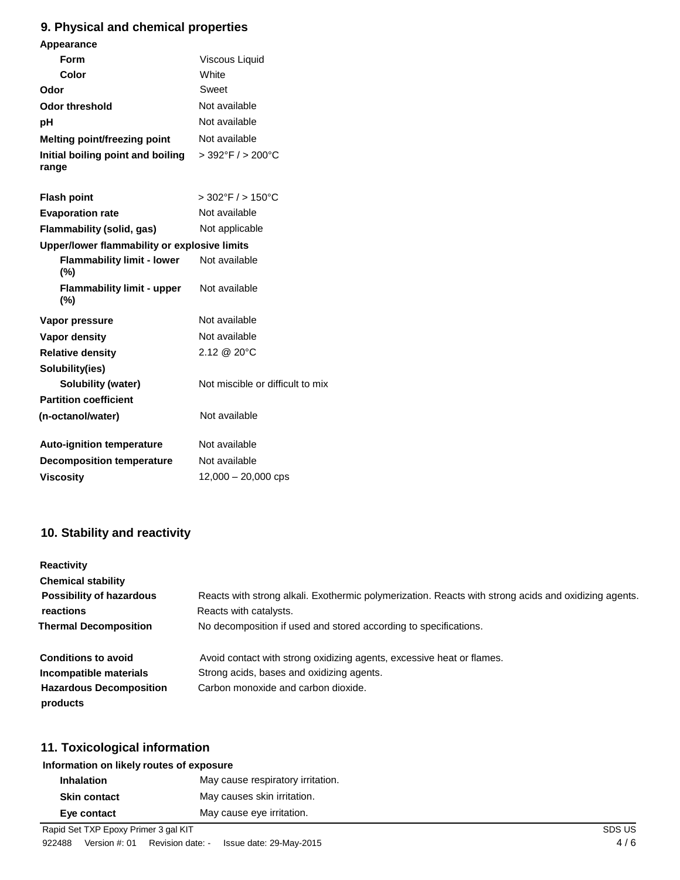## 9. Physical and chemical properties

| | |
|---|---|
| **Appearance** | |
| **Form** | Viscous Liquid |
| **Color** | White |
| **Odor** | Sweet |
| **Odor threshold** | Not available |
| **pH** | Not available |
| **Melting point/freezing point** | Not available |
| **Initial boiling point and boiling range** | > 392°F / > 200°C |
| **Flash point** | > 302°F / > 150°C |
| **Evaporation rate** | Not available |
| **Flammability (solid, gas)** | Not applicable |
| **Upper/lower flammability or explosive limits** | |
| **Flammability limit - lower (%)** | Not available |
| **Flammability limit - upper (%)** | Not available |
| **Vapor pressure** | Not available |
| **Vapor density** | Not available |
| **Relative density** | 2.12 @ 20°C |
| **Solubility(ies)** | |
| **Solubility (water)** | Not miscible or difficult to mix |
| **Partition coefficient (n-octanol/water)** | Not available |
| **Auto-ignition temperature** | Not available |
| **Decomposition temperature** | Not available |
| **Viscosity** | 12,000 – 20,000 cps |

## 10. Stability and reactivity

| | |
|---|---|
| **Reactivity** | |
| **Chemical stability** | |
| **Possibility of hazardous reactions** | Reacts with strong alkali. Exothermic polymerization. Reacts with strong acids and oxidizing agents. Reacts with catalysts. |
| **Thermal Decomposition** | No decomposition if used and stored according to specifications. |
| **Conditions to avoid** | Avoid contact with strong oxidizing agents, excessive heat or flames. |
| **Incompatible materials** | Strong acids, bases and oxidizing agents. |
| **Hazardous Decomposition products** | Carbon monoxide and carbon dioxide. |

## 11. Toxicological information

**Information on likely routes of exposure**

| | |
|---|---|
| **Inhalation** | May cause respiratory irritation. |
| **Skin contact** | May causes skin irritation. |
| **Eye contact** | May cause eye irritation. |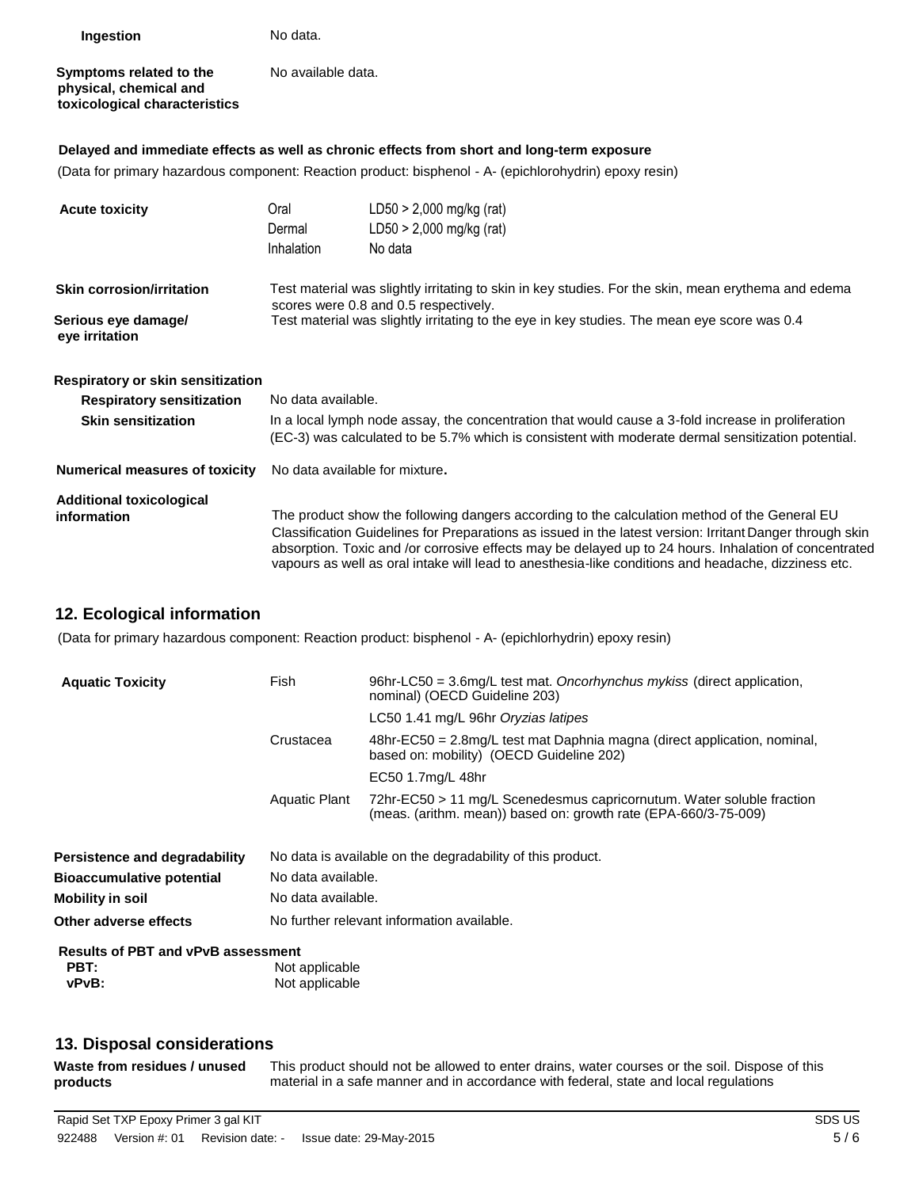**Ingestion** No data.

**Symptoms related to the physical, chemical and toxicological characteristics** No available data.

**Delayed and immediate effects as well as chronic effects from short and long-term exposure**

(Data for primary hazardous component: Reaction product: bisphenol - A- (epichlorohydrin) epoxy resin)

| | | |
|---|---|---|
| **Acute toxicity** | Oral | LD50 > 2,000 mg/kg (rat) |
| | Dermal | LD50 > 2,000 mg/kg (rat) |
| | Inhalation | No data |

**Skin corrosion/irritation** Test material was slightly irritating to skin in key studies. For the skin, mean erythema and edema scores were 0.8 and 0.5 respectively.

**Serious eye damage/ eye irritation** Test material was slightly irritating to the eye in key studies. The mean eye score was 0.4

**Respiratory or skin sensitization**

**Respiratory sensitization** No data available.

**Skin sensitization** In a local lymph node assay, the concentration that would cause a 3-fold increase in proliferation (EC-3) was calculated to be 5.7% which is consistent with moderate dermal sensitization potential.

**Numerical measures of toxicity** No data available for mixture**.**

**Additional toxicological information** The product show the following dangers according to the calculation method of the General EU Classification Guidelines for Preparations as issued in the latest version: Irritant Danger through skin absorption. Toxic and /or corrosive effects may be delayed up to 24 hours. Inhalation of concentrated vapours as well as oral intake will lead to anesthesia-like conditions and headache, dizziness etc.

## 12. Ecological information

(Data for primary hazardous component: Reaction product: bisphenol - A- (epichlorhydrin) epoxy resin)

| | | |
|---|---|---|
| **Aquatic Toxicity** | Fish | 96hr-LC50 = 3.6mg/L test mat. *Oncorhynchus mykiss* (direct application, nominal) (OECD Guideline 203) |
| | | LC50 1.41 mg/L 96hr *Oryzias latipes* |
| | Crustacea | 48hr-EC50 = 2.8mg/L test mat Daphnia magna (direct application, nominal, based on: mobility) (OECD Guideline 202) |
| | | EC50 1.7mg/L 48hr |
| | Aquatic Plant | 72hr-EC50 > 11 mg/L Scenedesmus capricornutum. Water soluble fraction (meas. (arithm. mean)) based on: growth rate (EPA-660/3-75-009) |

**Persistence and degradability** No data is available on the degradability of this product.

**Bioaccumulative potential** No data available.

**Mobility in soil** No data available.

**Other adverse effects** No further relevant information available.

**Results of PBT and vPvB assessment**

**PBT:** Not applicable

**vPvB:** Not applicable

## 13. Disposal considerations

**Waste from residues / unused products** This product should not be allowed to enter drains, water courses or the soil. Dispose of this material in a safe manner and in accordance with federal, state and local regulations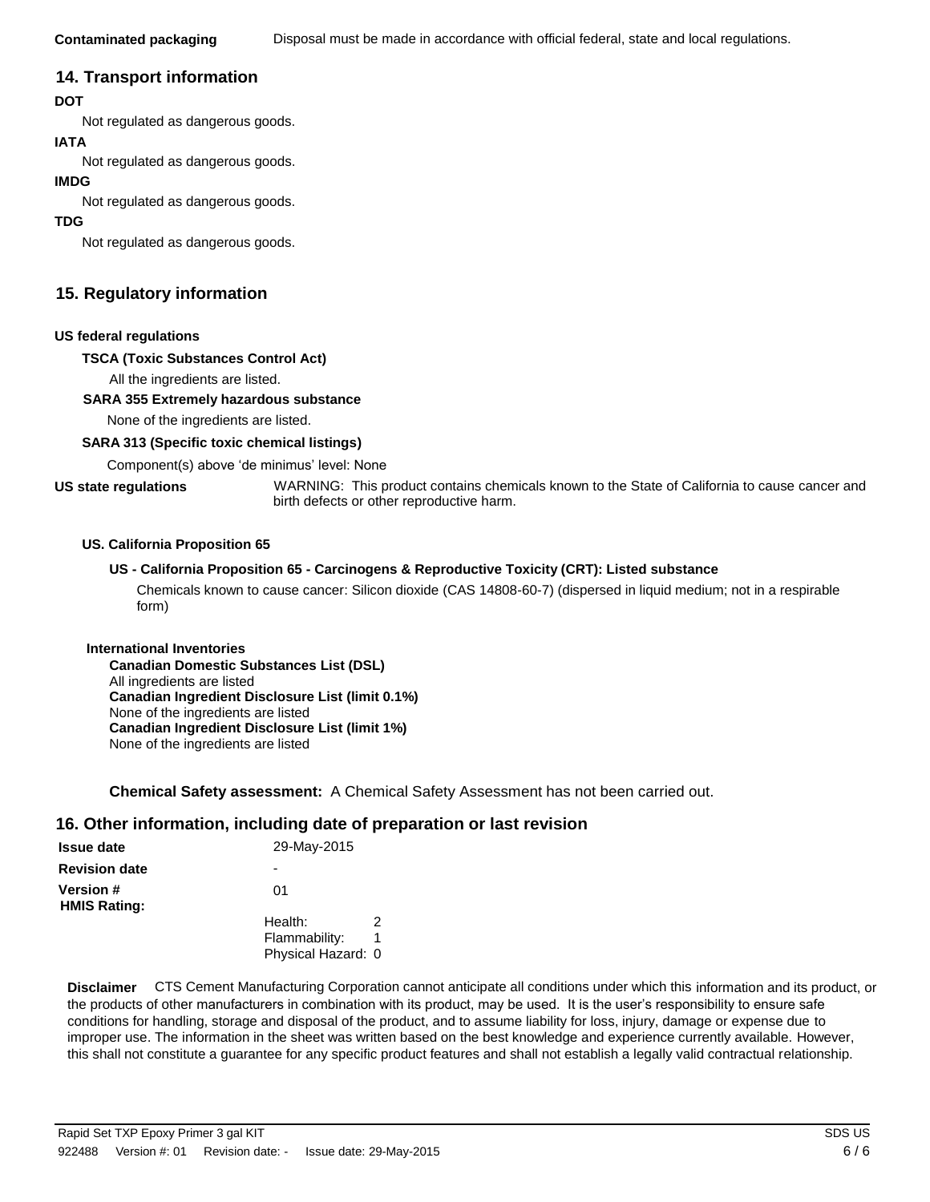**Contaminated packaging** Disposal must be made in accordance with official federal, state and local regulations.

## 14. Transport information

**DOT**

Not regulated as dangerous goods.

**IATA**

Not regulated as dangerous goods.

**IMDG**

Not regulated as dangerous goods.

**TDG**

Not regulated as dangerous goods.

## 15. Regulatory information

**US federal regulations**

**TSCA (Toxic Substances Control Act)**

All the ingredients are listed.

**SARA 355 Extremely hazardous substance**

None of the ingredients are listed.

**SARA 313 (Specific toxic chemical listings)**

Component(s) above 'de minimus' level: None

**US state regulations** WARNING: This product contains chemicals known to the State of California to cause cancer and birth defects or other reproductive harm.

**US. California Proposition 65**

**US - California Proposition 65 - Carcinogens & Reproductive Toxicity (CRT): Listed substance**

Chemicals known to cause cancer: Silicon dioxide (CAS 14808-60-7) (dispersed in liquid medium; not in a respirable form)

**International Inventories**

**Canadian Domestic Substances List (DSL)**
All ingredients are listed
**Canadian Ingredient Disclosure List (limit 0.1%)**
None of the ingredients are listed
**Canadian Ingredient Disclosure List (limit 1%)**
None of the ingredients are listed

**Chemical Safety assessment:** A Chemical Safety Assessment has not been carried out.

## 16. Other information, including date of preparation or last revision

| | |
|---|---|
| **Issue date** | 29-May-2015 |
| **Revision date** | - |
| **Version #** | 01 |
| **HMIS Rating:** | Health: 2<br>Flammability: 1<br>Physical Hazard: 0 |

**Disclaimer** CTS Cement Manufacturing Corporation cannot anticipate all conditions under which this information and its product, or the products of other manufacturers in combination with its product, may be used. It is the user's responsibility to ensure safe conditions for handling, storage and disposal of the product, and to assume liability for loss, injury, damage or expense due to improper use. The information in the sheet was written based on the best knowledge and experience currently available. However, this shall not constitute a guarantee for any specific product features and shall not establish a legally valid contractual relationship.